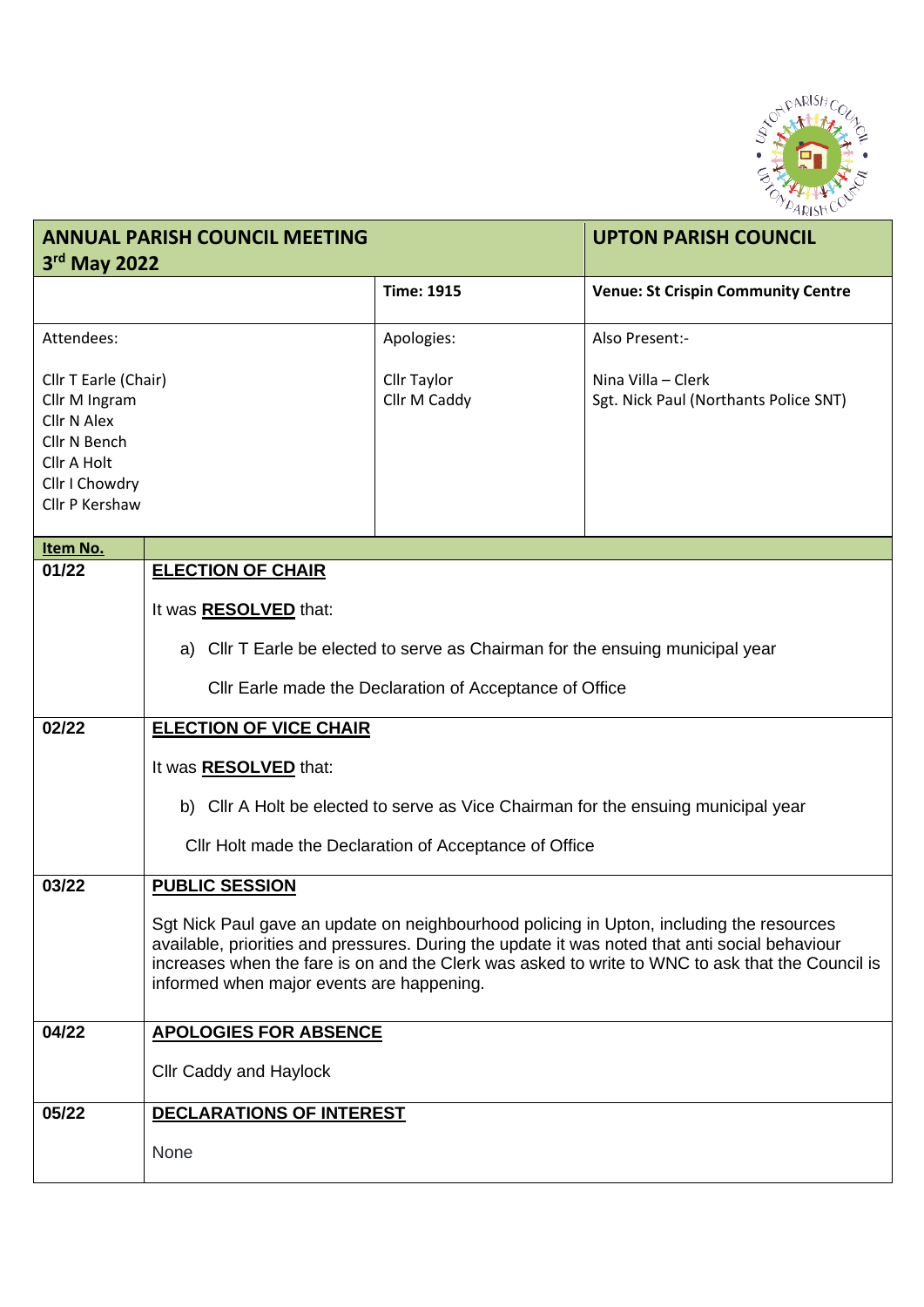| ANNUAL PARISH COUNCIL MEETING<br>3rd May 2022 | | UPTON PARISH COUNCIL |
|---|---|---|
| | **Time: 1915** | **Venue: St Crispin Community Centre** |
| Attendees:<br><br>Cllr T Earle (Chair)<br>Cllr M Ingram<br>Cllr N Alex<br>Cllr N Bench<br>Cllr A Holt<br>Cllr I Chowdry<br>Cllr P Kershaw | Apologies:<br><br>Cllr Taylor<br>Cllr M Caddy | Also Present:-<br><br>Nina Villa – Clerk<br>Sgt. Nick Paul (Northants Police SNT) |

| Item No. | |
|---|---|
| **01/22** | **ELECTION OF CHAIR**<br><br>It was **RESOLVED** that:<br><br>a) Cllr T Earle be elected to serve as Chairman for the ensuing municipal year<br><br>Cllr Earle made the Declaration of Acceptance of Office |
| **02/22** | **ELECTION OF VICE CHAIR**<br><br>It was **RESOLVED** that:<br><br>b) Cllr A Holt be elected to serve as Vice Chairman for the ensuing municipal year<br><br>Cllr Holt made the Declaration of Acceptance of Office |
| **03/22** | **PUBLIC SESSION**<br><br>Sgt Nick Paul gave an update on neighbourhood policing in Upton, including the resources available, priorities and pressures. During the update it was noted that anti social behaviour increases when the fare is on and the Clerk was asked to write to WNC to ask that the Council is informed when major events are happening. |
| **04/22** | **APOLOGIES FOR ABSENCE**<br><br>Cllr Caddy and Haylock |
| **05/22** | **DECLARATIONS OF INTEREST**<br><br>None |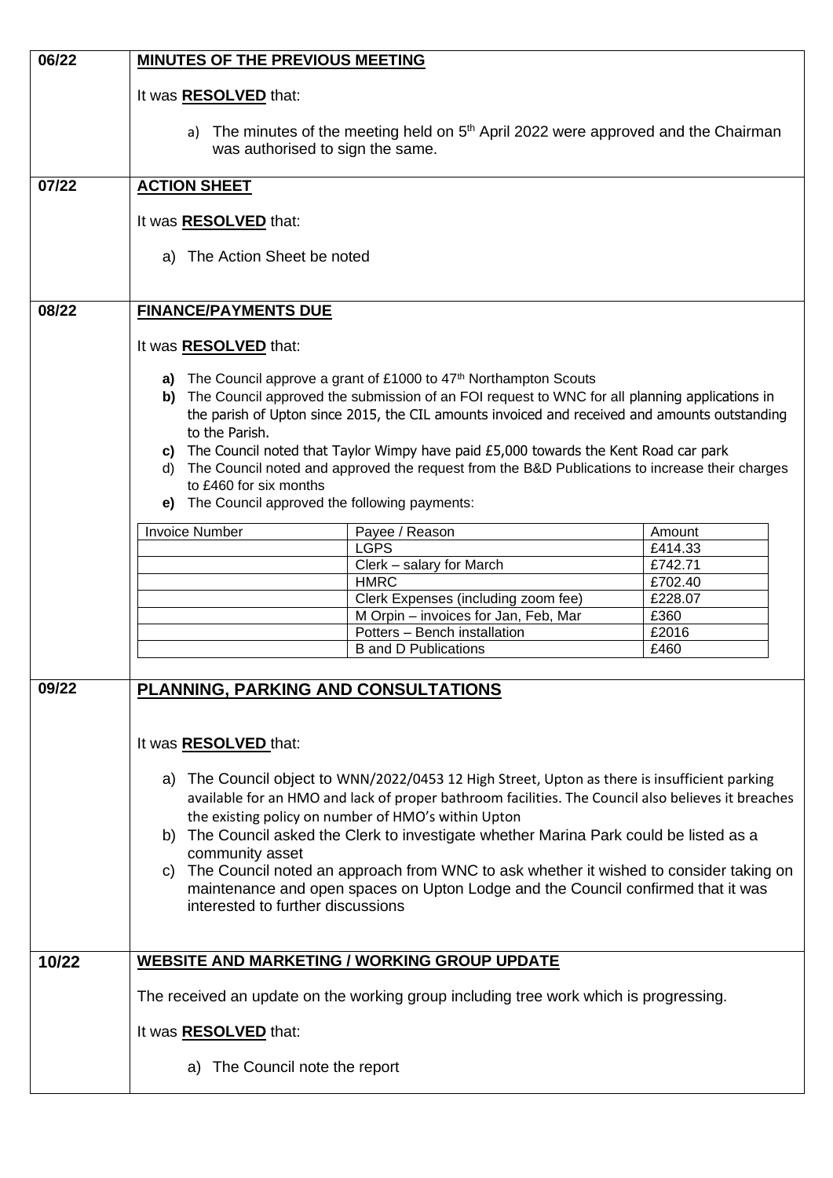| | |
|---|---|
| **06/22** | **MINUTES OF THE PREVIOUS MEETING** |

It was **RESOLVED** that:

a) The minutes of the meeting held on 5th April 2022 were approved and the Chairman was authorised to sign the same.

## 07/22 ACTION SHEET

It was **RESOLVED** that:

a) The Action Sheet be noted

## 08/22 FINANCE/PAYMENTS DUE

It was **RESOLVED** that:

**a)** The Council approve a grant of £1000 to 47th Northampton Scouts
**b)** The Council approved the submission of an FOI request to WNC for all planning applications in the parish of Upton since 2015, the CIL amounts invoiced and received and amounts outstanding to the Parish.
**c)** The Council noted that Taylor Wimpy have paid £5,000 towards the Kent Road car park
d) The Council noted and approved the request from the B&D Publications to increase their charges to £460 for six months
**e)** The Council approved the following payments:

| Invoice Number | Payee / Reason | Amount |
|---|---|---|
| | LGPS | £414.33 |
| | Clerk – salary for March | £742.71 |
| | HMRC | £702.40 |
| | Clerk Expenses (including zoom fee) | £228.07 |
| | M Orpin – invoices for Jan, Feb, Mar | £360 |
| | Potters – Bench installation | £2016 |
| | B and D Publications | £460 |

## 09/22 PLANNING, PARKING AND CONSULTATIONS

It was **RESOLVED** that:

a) The Council object to WNN/2022/0453 12 High Street, Upton as there is insufficient parking available for an HMO and lack of proper bathroom facilities. The Council also believes it breaches the existing policy on number of HMO's within Upton
b) The Council asked the Clerk to investigate whether Marina Park could be listed as a community asset
c) The Council noted an approach from WNC to ask whether it wished to consider taking on maintenance and open spaces on Upton Lodge and the Council confirmed that it was interested to further discussions

## 10/22 WEBSITE AND MARKETING / WORKING GROUP UPDATE

The received an update on the working group including tree work which is progressing.

It was **RESOLVED** that:

a) The Council note the report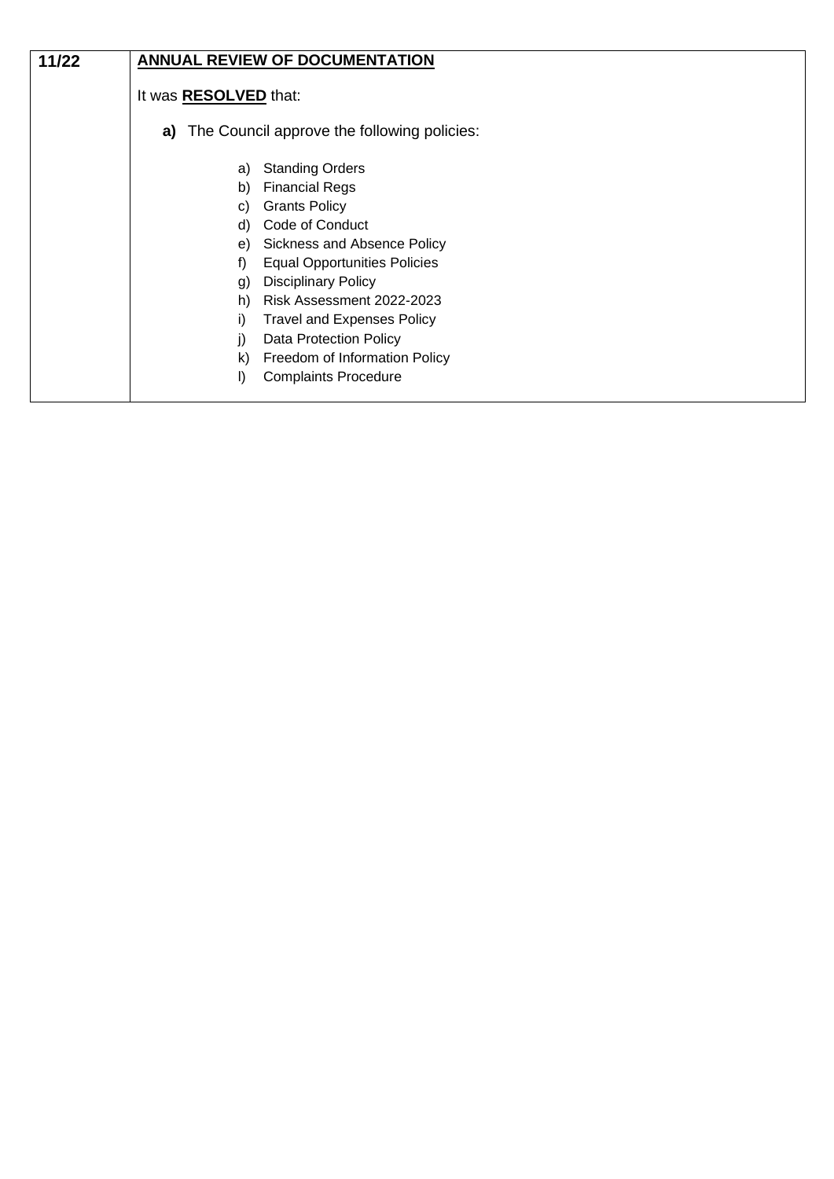| | |
|---|---|
| **11/22** | **<u>ANNUAL REVIEW OF DOCUMENTATION</u>**<br><br>It was **<u>RESOLVED</u>** that:<br><br>**a)** The Council approve the following policies:<br><br>a) Standing Orders<br>b) Financial Regs<br>c) Grants Policy<br>d) Code of Conduct<br>e) Sickness and Absence Policy<br>f) Equal Opportunities Policies<br>g) Disciplinary Policy<br>h) Risk Assessment 2022-2023<br>i) Travel and Expenses Policy<br>j) Data Protection Policy<br>k) Freedom of Information Policy<br>l) Complaints Procedure |